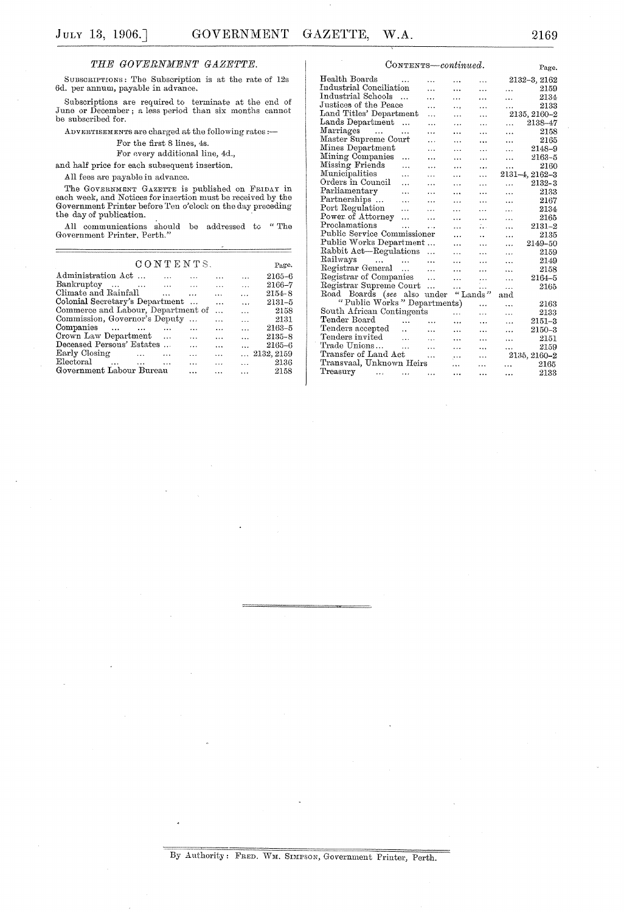## THE GOVERNMENT GAZETTE.

SUBSCRIPTIONS: The Subscription is at the rate of 12s 6d. per annum, payable in advance.

Subscriptions are required to terminate at the end of June or December; a less period than six months cannot be subscribed for.

ADVERTISEMENTS are charged at the following rates:—

For the first 8 lines, 4s.

For every additional line, 4d.,

and half price for each subsequent insertion.

All fees are payable in advance.

The GOVERNMENT GAZETTE is published on FRIDAY in each week, and Notices for insertion must be received by the Government Printer before Ten o'clock on the day preceding the day of publication.

All communications should be addressed to "The Government Printer, Perth."

## CONTENTS.

| | Page. |
|---|---|
| Administration Act ... | 2165–6 |
| Bankruptcy ... | 2166–7 |
| Climate and Rainfall ... | 2154–8 |
| Colonial Secretary's Department ... | 2131–5 |
| Commerce and Labour, Department of ... | 2158 |
| Commission, Governor's Deputy ... | 2131 |
| Companies ... | 2163–5 |
| Crown Law Department ... | 2135–8 |
| Deceased Persons' Estates ... | 2165–6 |
| Early Closing ... | 2132, 2159 |
| Electoral ... | 2136 |
| Government Labour Bureau ... | 2158 |
| Health Boards ... | 2132–3, 2162 |
| Industrial Conciliation ... | 2159 |
| Industrial Schools ... | 2134 |
| Justices of the Peace ... | 2133 |
| Land Titles' Department ... | 2135, 2160–2 |
| Lands Department ... | 2138–47 |
| Marriages ... | 2158 |
| Master Supreme Court ... | 2165 |
| Mines Department ... | 2148–9 |
| Mining Companies ... | 2163–5 |
| Missing Friends ... | 2160 |
| Municipalities ... | 2131–4, 2162–3 |
| Orders in Council ... | 2132–3 |
| Parliamentary ... | 2133 |
| Partnerships ... | 2167 |
| Port Regulation ... | 2134 |
| Power of Attorney ... | 2165 |
| Proclamations ... | 2131–2 |
| Public Service Commissioner ... | 2135 |
| Public Works Department ... | 2149–50 |
| Rabbit Act—Regulations ... | 2159 |
| Railways ... | 2149 |
| Registrar General ... | 2158 |
| Registrar of Companies ... | 2164–5 |
| Registrar Supreme Court ... | 2165 |
| Road Boards (*see* also under "Lands" and "Public Works" Departments) ... | 2163 |
| South African Contingents ... | 2133 |
| Tender Board ... | 2151–3 |
| Tenders accepted ... | 2150–3 |
| Tenders invited ... | 2151 |
| Trade Unions ... | 2159 |
| Transfer of Land Act ... | 2135, 2160–2 |
| Transvaal, Unknown Heirs ... | 2165 |
| Treasury ... | 2133 |

---

By Authority: FRED. WM. SIMPSON, Government Printer, Perth.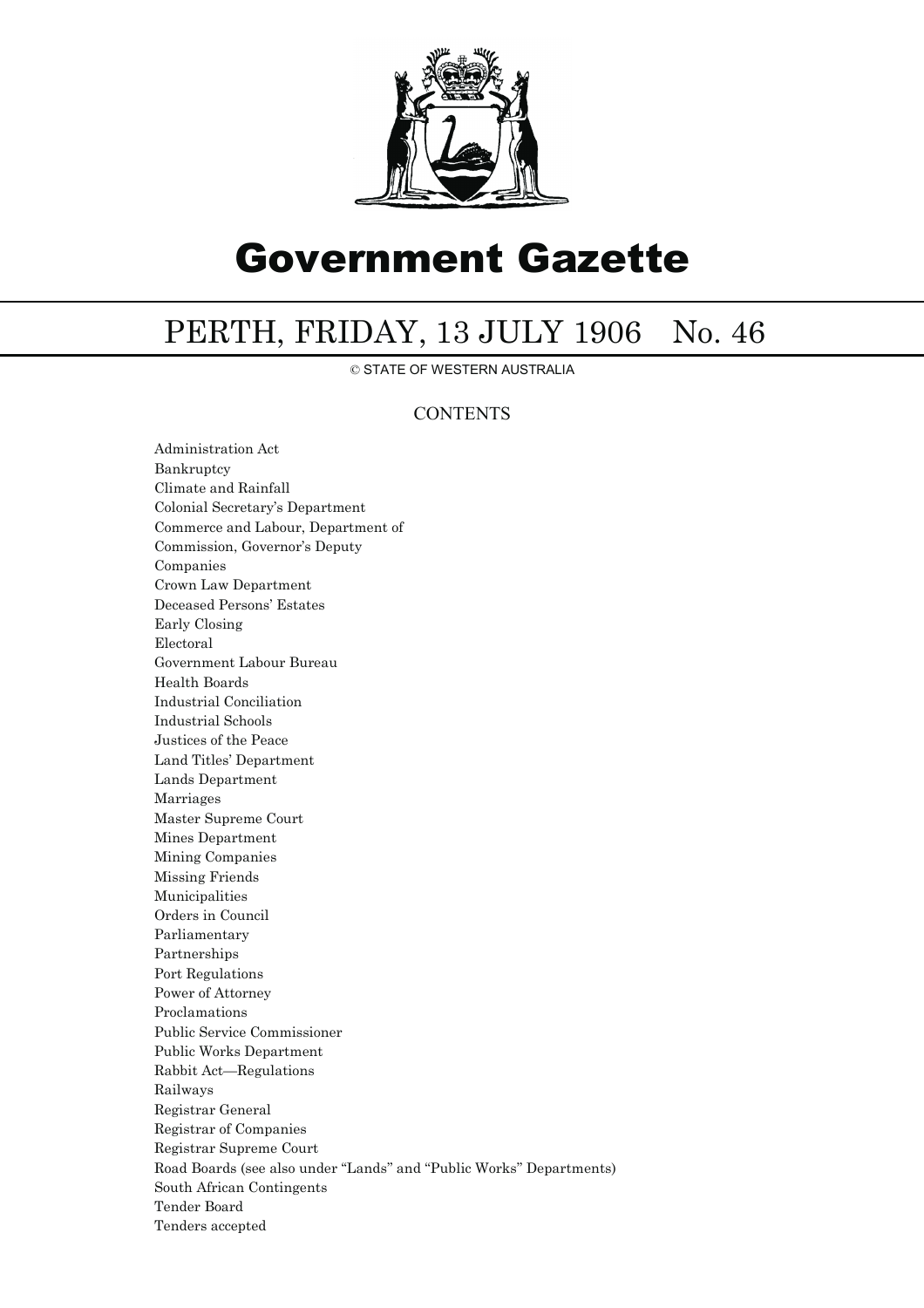# Government Gazette

## PERTH, FRIDAY, 13 JULY 1906 No. 46

© STATE OF WESTERN AUSTRALIA

### CONTENTS

Administration Act
Bankruptcy
Climate and Rainfall
Colonial Secretary's Department
Commerce and Labour, Department of
Commission, Governor's Deputy
Companies
Crown Law Department
Deceased Persons' Estates
Early Closing
Electoral
Government Labour Bureau
Health Boards
Industrial Conciliation
Industrial Schools
Justices of the Peace
Land Titles' Department
Lands Department
Marriages
Master Supreme Court
Mines Department
Mining Companies
Missing Friends
Municipalities
Orders in Council
Parliamentary
Partnerships
Port Regulations
Power of Attorney
Proclamations
Public Service Commissioner
Public Works Department
Rabbit Act—Regulations
Railways
Registrar General
Registrar of Companies
Registrar Supreme Court
Road Boards (see also under "Lands" and "Public Works" Departments)
South African Contingents
Tender Board
Tenders accepted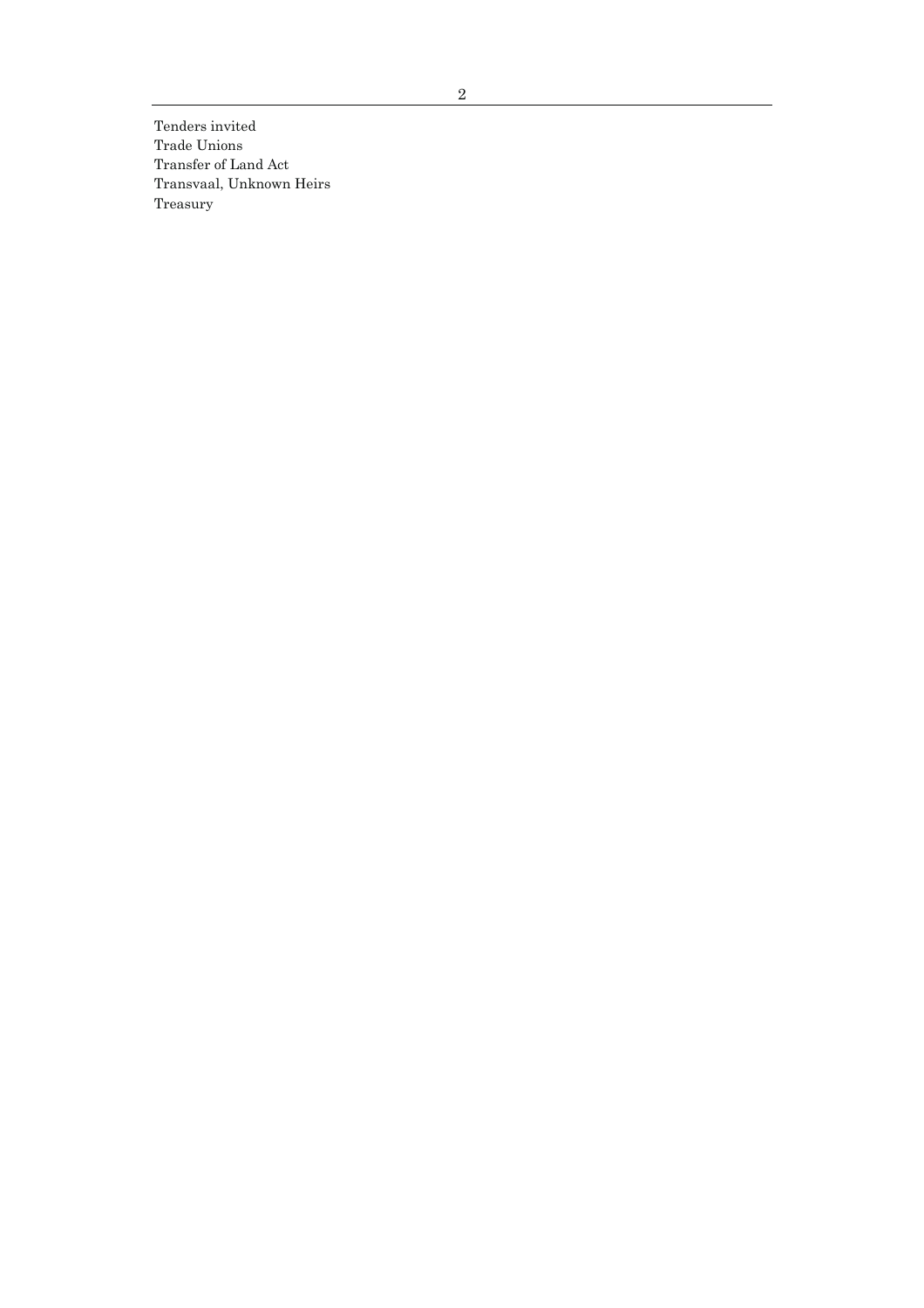Tenders invited
Trade Unions
Transfer of Land Act
Transvaal, Unknown Heirs
Treasury